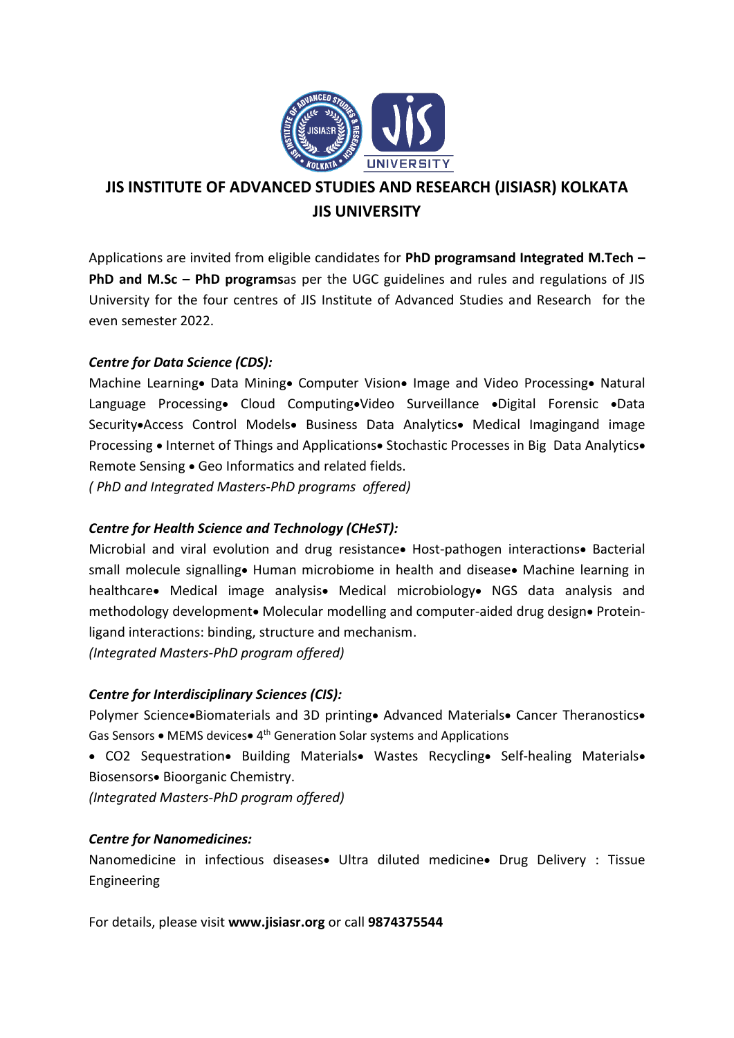# JIS INSTITUTE OF ADVANCED STUDIES AND RESEARCH (JISIASR) KOLKATA
# JIS UNIVERSITY

Applications are invited from eligible candidates for **PhD programsand Integrated M.Tech – PhD and M.Sc – PhD programs**as per the UGC guidelines and rules and regulations of JIS University for the four centres of JIS Institute of Advanced Studies and Research for the even semester 2022.

***Centre for Data Science (CDS):***

Machine Learning• Data Mining• Computer Vision• Image and Video Processing• Natural Language Processing• Cloud Computing•Video Surveillance •Digital Forensic •Data Security•Access Control Models• Business Data Analytics• Medical Imagingand image Processing • Internet of Things and Applications• Stochastic Processes in Big Data Analytics• Remote Sensing • Geo Informatics and related fields.

*( PhD and Integrated Masters-PhD programs offered)*

***Centre for Health Science and Technology (CHeST):***

Microbial and viral evolution and drug resistance• Host-pathogen interactions• Bacterial small molecule signalling• Human microbiome in health and disease• Machine learning in healthcare• Medical image analysis• Medical microbiology• NGS data analysis and methodology development• Molecular modelling and computer-aided drug design• Protein-ligand interactions: binding, structure and mechanism.

*(Integrated Masters-PhD program offered)*

***Centre for Interdisciplinary Sciences (CIS):***

Polymer Science•Biomaterials and 3D printing• Advanced Materials• Cancer Theranostics• Gas Sensors • MEMS devices• 4th Generation Solar systems and Applications

• CO2 Sequestration• Building Materials• Wastes Recycling• Self-healing Materials• Biosensors• Bioorganic Chemistry.

*(Integrated Masters-PhD program offered)*

***Centre for Nanomedicines:***

Nanomedicine in infectious diseases• Ultra diluted medicine• Drug Delivery : Tissue Engineering

For details, please visit **www.jisiasr.org** or call **9874375544**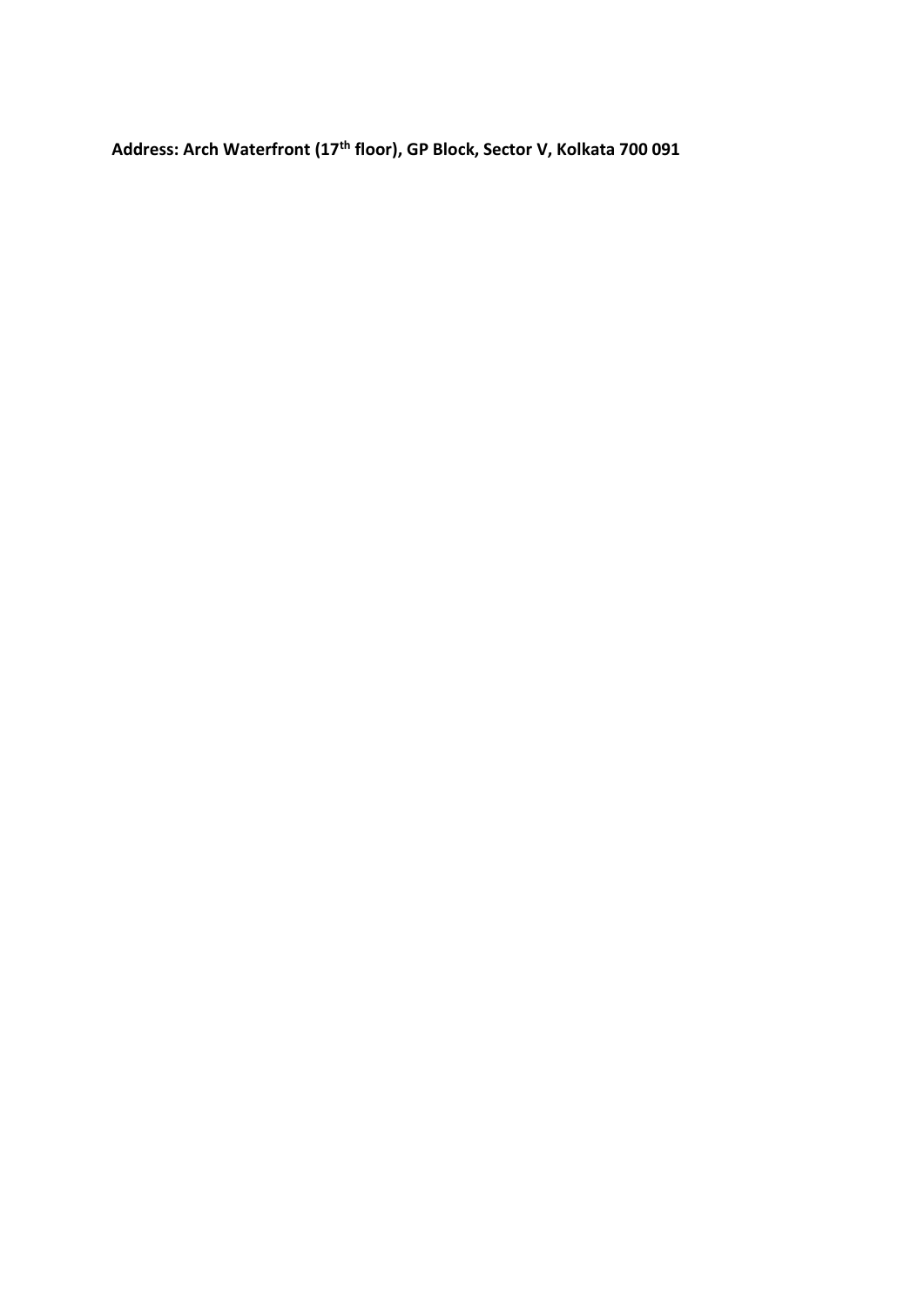**Address: Arch Waterfront (17th floor), GP Block, Sector V, Kolkata 700 091**